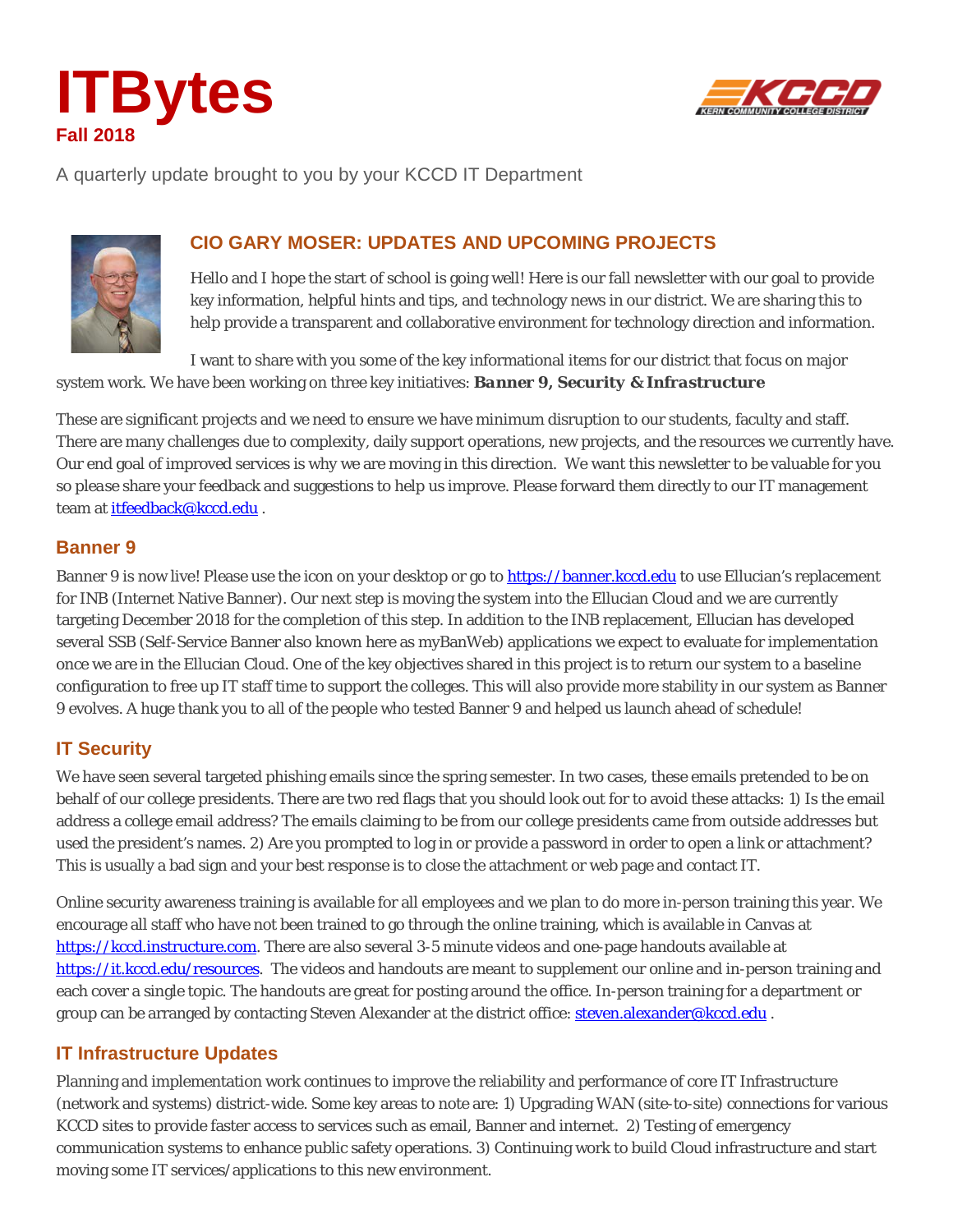# ITBytes

**Fall 2018**

A quarterly update brought to you by your KCCD IT Department

## CIO GARY MOSER: UPDATES AND UPCOMING PROJECTS

Hello and I hope the start of school is going well! Here is our fall newsletter with our goal to provide key information, helpful hints and tips, and technology news in our district. We are sharing this to help provide a transparent and collaborative environment for technology direction and information.

I want to share with you some of the key informational items for our district that focus on major system work. We have been working on three key initiatives: ***Banner 9, Security & Infrastructure***

These are significant projects and we need to ensure we have minimum disruption to our students, faculty and staff. There are many challenges due to complexity, daily support operations, new projects, and the resources we currently have. Our end goal of improved services is why we are moving in this direction. We want this newsletter to be valuable for you so please share your feedback and suggestions to help us improve. Please forward them directly to our IT management team at itfeedback@kccd.edu .

## Banner 9

Banner 9 is now live! Please use the icon on your desktop or go to https://banner.kccd.edu to use Ellucian's replacement for INB (Internet Native Banner). Our next step is moving the system into the Ellucian Cloud and we are currently targeting December 2018 for the completion of this step. In addition to the INB replacement, Ellucian has developed several SSB (Self-Service Banner also known here as myBanWeb) applications we expect to evaluate for implementation once we are in the Ellucian Cloud. One of the key objectives shared in this project is to return our system to a baseline configuration to free up IT staff time to support the colleges. This will also provide more stability in our system as Banner 9 evolves. A huge thank you to all of the people who tested Banner 9 and helped us launch ahead of schedule!

## IT Security

We have seen several targeted phishing emails since the spring semester. In two cases, these emails pretended to be on behalf of our college presidents. There are two red flags that you should look out for to avoid these attacks: 1) Is the email address a college email address? The emails claiming to be from our college presidents came from outside addresses but used the president's names. 2) Are you prompted to log in or provide a password in order to open a link or attachment? This is usually a bad sign and your best response is to close the attachment or web page and contact IT.

Online security awareness training is available for all employees and we plan to do more in-person training this year. We encourage all staff who have not been trained to go through the online training, which is available in Canvas at https://kccd.instructure.com. There are also several 3-5 minute videos and one-page handouts available at https://it.kccd.edu/resources. The videos and handouts are meant to supplement our online and in-person training and each cover a single topic. The handouts are great for posting around the office. In-person training for a department or group can be arranged by contacting Steven Alexander at the district office: steven.alexander@kccd.edu .

## IT Infrastructure Updates

Planning and implementation work continues to improve the reliability and performance of core IT Infrastructure (network and systems) district-wide. Some key areas to note are: 1) Upgrading WAN (site-to-site) connections for various KCCD sites to provide faster access to services such as email, Banner and internet. 2) Testing of emergency communication systems to enhance public safety operations. 3) Continuing work to build Cloud infrastructure and start moving some IT services/applications to this new environment.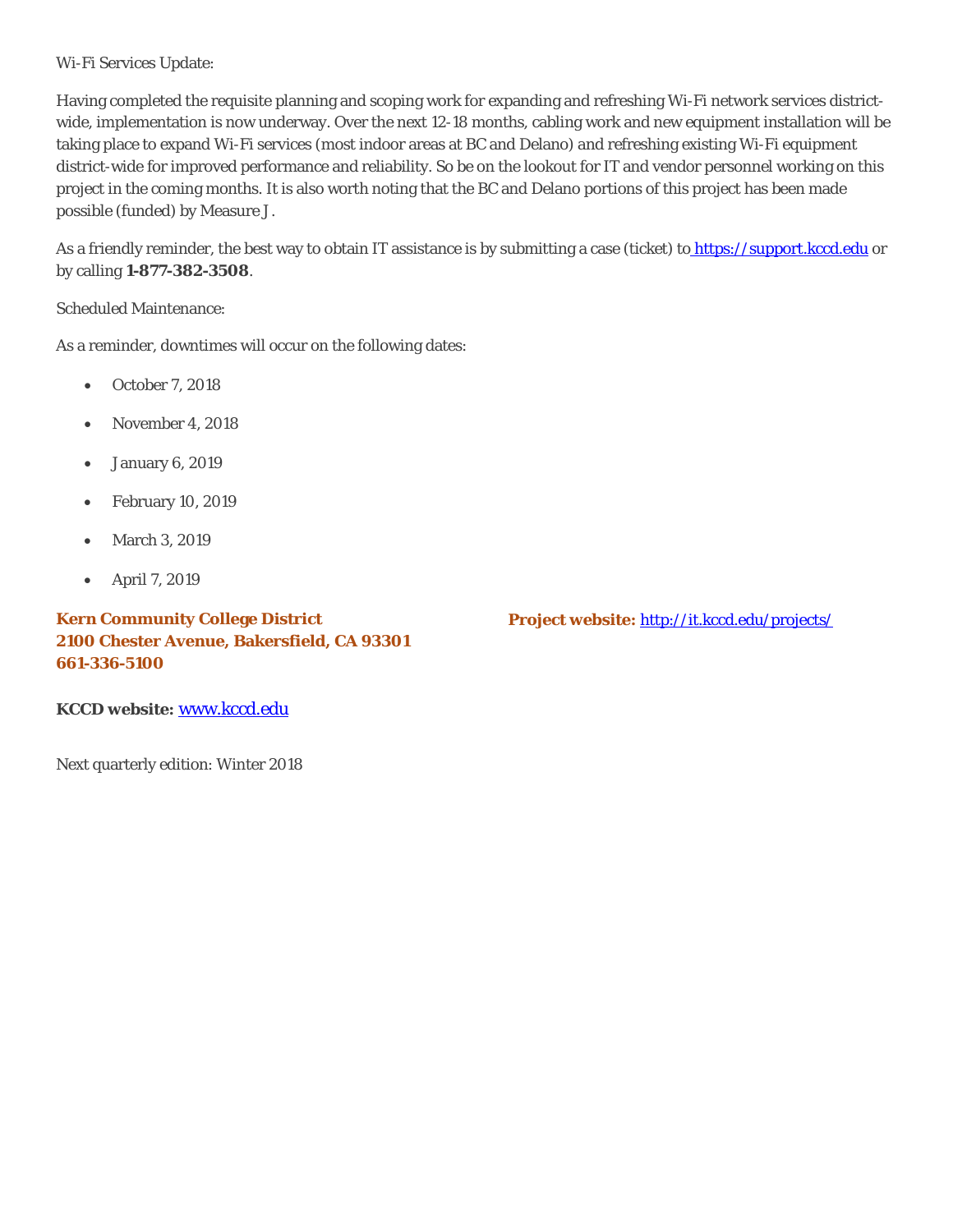Wi-Fi Services Update:

Having completed the requisite planning and scoping work for expanding and refreshing Wi-Fi network services district-wide, implementation is now underway. Over the next 12-18 months, cabling work and new equipment installation will be taking place to expand Wi-Fi services (most indoor areas at BC and Delano) and refreshing existing Wi-Fi equipment district-wide for improved performance and reliability. So be on the lookout for IT and vendor personnel working on this project in the coming months. It is also worth noting that the BC and Delano portions of this project has been made possible (funded) by Measure J.

As a friendly reminder, the best way to obtain IT assistance is by submitting a case (ticket) to https://support.kccd.edu or by calling **1-877-382-3508**.

Scheduled Maintenance:

As a reminder, downtimes will occur on the following dates:

- October 7, 2018
- November 4, 2018
- January 6, 2019
- February 10, 2019
- March 3, 2019
- April 7, 2019

**Kern Community College District**
**2100 Chester Avenue, Bakersfield, CA 93301**
**661-336-5100**

**Project website:** http://it.kccd.edu/projects/

**KCCD website:** www.kccd.edu

Next quarterly edition: Winter 2018